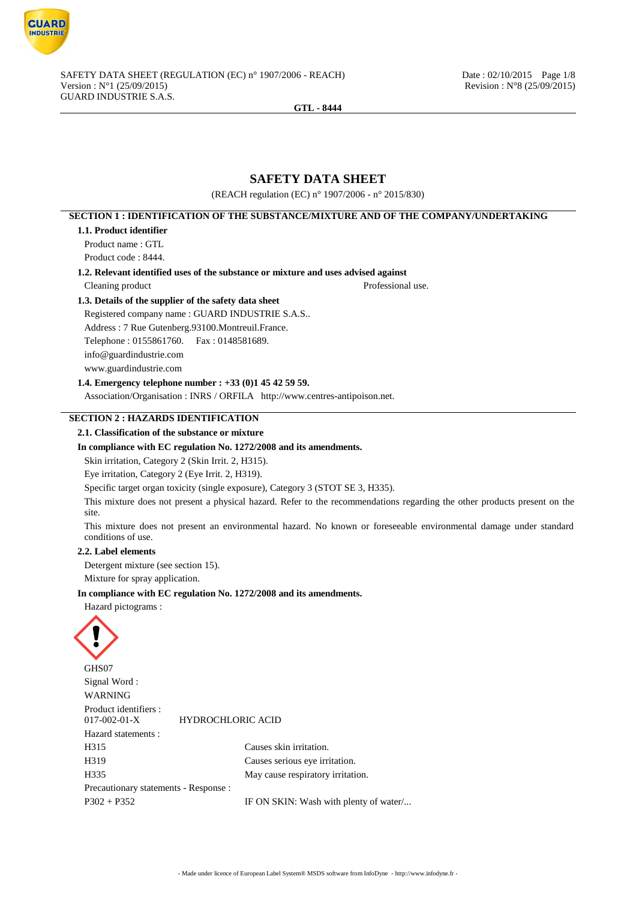# SAFETY DATA SHEET

(REACH regulation (EC) n° 1907/2006 - n° 2015/830)

## SECTION 1 : IDENTIFICATION OF THE SUBSTANCE/MIXTURE AND OF THE COMPANY/UNDERTAKING

### 1.1. Product identifier

Product name : GTL

Product code : 8444.

### 1.2. Relevant identified uses of the substance or mixture and uses advised against

Cleaning product Professional use.

### 1.3. Details of the supplier of the safety data sheet

Registered company name : GUARD INDUSTRIE S.A.S..

Address : 7 Rue Gutenberg.93100.Montreuil.France.

Telephone : 0155861760. Fax : 0148581689.

info@guardindustrie.com

www.guardindustrie.com

### 1.4. Emergency telephone number : +33 (0)1 45 42 59 59.

Association/Organisation : INRS / ORFILA http://www.centres-antipoison.net.

## SECTION 2 : HAZARDS IDENTIFICATION

### 2.1. Classification of the substance or mixture

**In compliance with EC regulation No. 1272/2008 and its amendments.**

Skin irritation, Category 2 (Skin Irrit. 2, H315).

Eye irritation, Category 2 (Eye Irrit. 2, H319).

Specific target organ toxicity (single exposure), Category 3 (STOT SE 3, H335).

This mixture does not present a physical hazard. Refer to the recommendations regarding the other products present on the site.

This mixture does not present an environmental hazard. No known or foreseeable environmental damage under standard conditions of use.

### 2.2. Label elements

Detergent mixture (see section 15).

Mixture for spray application.

**In compliance with EC regulation No. 1272/2008 and its amendments.**

Hazard pictograms :

GHS07

Signal Word :

WARNING

Product identifiers :

017-002-01-X HYDROCHLORIC ACID

Hazard statements :

| | |
|---|---|
| H315 | Causes skin irritation. |
| H319 | Causes serious eye irritation. |
| H335 | May cause respiratory irritation. |

Precautionary statements - Response :

| | |
|---|---|
| P302 + P352 | IF ON SKIN: Wash with plenty of water/... |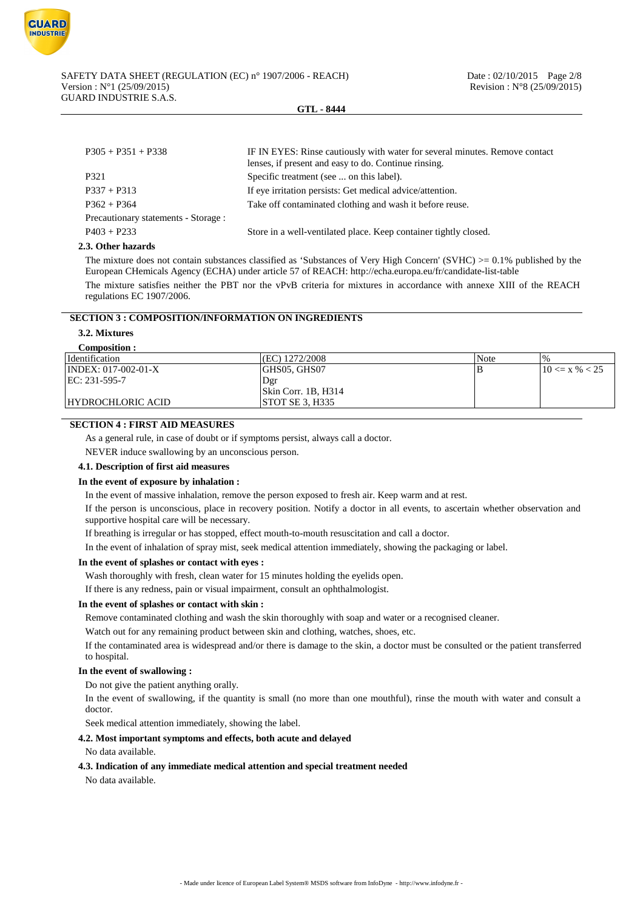| | |
|---|---|
| P305 + P351 + P338 | IF IN EYES: Rinse cautiously with water for several minutes. Remove contact lenses, if present and easy to do. Continue rinsing. |
| P321 | Specific treatment (see ... on this label). |
| P337 + P313 | If eye irritation persists: Get medical advice/attention. |
| P362 + P364 | Take off contaminated clothing and wash it before reuse. |
| Precautionary statements - Storage : | |
| P403 + P233 | Store in a well-ventilated place. Keep container tightly closed. |

### 2.3. Other hazards

The mixture does not contain substances classified as 'Substances of Very High Concern' (SVHC) >= 0.1% published by the European CHemicals Agency (ECHA) under article 57 of REACH: http://echa.europa.eu/fr/candidate-list-table

The mixture satisfies neither the PBT nor the vPvB criteria for mixtures in accordance with annexe XIII of the REACH regulations EC 1907/2006.

## SECTION 3 : COMPOSITION/INFORMATION ON INGREDIENTS

### 3.2. Mixtures

**Composition :**

| Identification | (EC) 1272/2008 | Note | % |
|---|---|---|---|
| INDEX: 017-002-01-X<br>EC: 231-595-7<br><br>HYDROCHLORIC ACID | GHS05, GHS07<br>Dgr<br>Skin Corr. 1B, H314<br>STOT SE 3, H335 | B | 10 <= x % < 25 |

## SECTION 4 : FIRST AID MEASURES

As a general rule, in case of doubt or if symptoms persist, always call a doctor.

NEVER induce swallowing by an unconscious person.

### 4.1. Description of first aid measures

**In the event of exposure by inhalation :**

In the event of massive inhalation, remove the person exposed to fresh air. Keep warm and at rest.

If the person is unconscious, place in recovery position. Notify a doctor in all events, to ascertain whether observation and supportive hospital care will be necessary.

If breathing is irregular or has stopped, effect mouth-to-mouth resuscitation and call a doctor.

In the event of inhalation of spray mist, seek medical attention immediately, showing the packaging or label.

**In the event of splashes or contact with eyes :**

Wash thoroughly with fresh, clean water for 15 minutes holding the eyelids open.

If there is any redness, pain or visual impairment, consult an ophthalmologist.

**In the event of splashes or contact with skin :**

Remove contaminated clothing and wash the skin thoroughly with soap and water or a recognised cleaner.

Watch out for any remaining product between skin and clothing, watches, shoes, etc.

If the contaminated area is widespread and/or there is damage to the skin, a doctor must be consulted or the patient transferred to hospital.

**In the event of swallowing :**

Do not give the patient anything orally.

In the event of swallowing, if the quantity is small (no more than one mouthful), rinse the mouth with water and consult a doctor.

Seek medical attention immediately, showing the label.

### 4.2. Most important symptoms and effects, both acute and delayed

No data available.

### 4.3. Indication of any immediate medical attention and special treatment needed

No data available.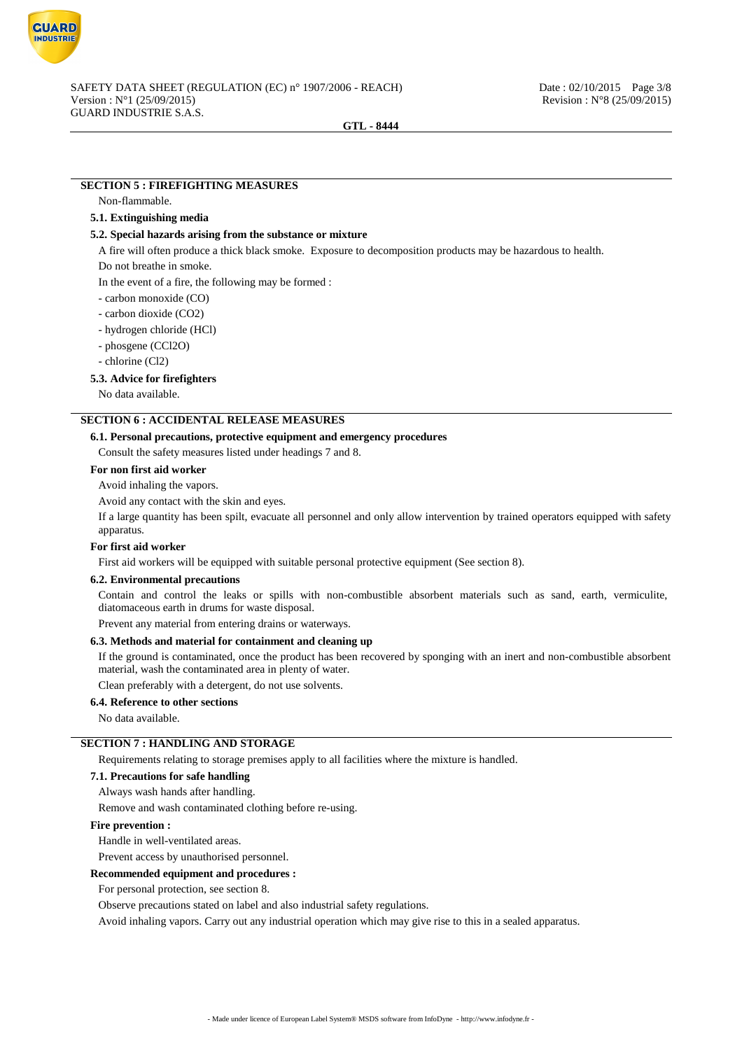## SECTION 5 : FIREFIGHTING MEASURES

Non-flammable.

### 5.1. Extinguishing media

### 5.2. Special hazards arising from the substance or mixture

A fire will often produce a thick black smoke. Exposure to decomposition products may be hazardous to health.

Do not breathe in smoke.

In the event of a fire, the following may be formed :

- carbon monoxide (CO)
- carbon dioxide ($CO_2$)
- hydrogen chloride (HCl)
- phosgene ($CCl_2O$)
- chlorine ($Cl_2$)

### 5.3. Advice for firefighters

No data available.

## SECTION 6 : ACCIDENTAL RELEASE MEASURES

### 6.1. Personal precautions, protective equipment and emergency procedures

Consult the safety measures listed under headings 7 and 8.

**For non first aid worker**

Avoid inhaling the vapors.

Avoid any contact with the skin and eyes.

If a large quantity has been spilt, evacuate all personnel and only allow intervention by trained operators equipped with safety apparatus.

**For first aid worker**

First aid workers will be equipped with suitable personal protective equipment (See section 8).

### 6.2. Environmental precautions

Contain and control the leaks or spills with non-combustible absorbent materials such as sand, earth, vermiculite, diatomaceous earth in drums for waste disposal.

Prevent any material from entering drains or waterways.

### 6.3. Methods and material for containment and cleaning up

If the ground is contaminated, once the product has been recovered by sponging with an inert and non-combustible absorbent material, wash the contaminated area in plenty of water.

Clean preferably with a detergent, do not use solvents.

### 6.4. Reference to other sections

No data available.

## SECTION 7 : HANDLING AND STORAGE

Requirements relating to storage premises apply to all facilities where the mixture is handled.

### 7.1. Precautions for safe handling

Always wash hands after handling.

Remove and wash contaminated clothing before re-using.

**Fire prevention :**

Handle in well-ventilated areas.

Prevent access by unauthorised personnel.

**Recommended equipment and procedures :**

For personal protection, see section 8.

Observe precautions stated on label and also industrial safety regulations.

Avoid inhaling vapors. Carry out any industrial operation which may give rise to this in a sealed apparatus.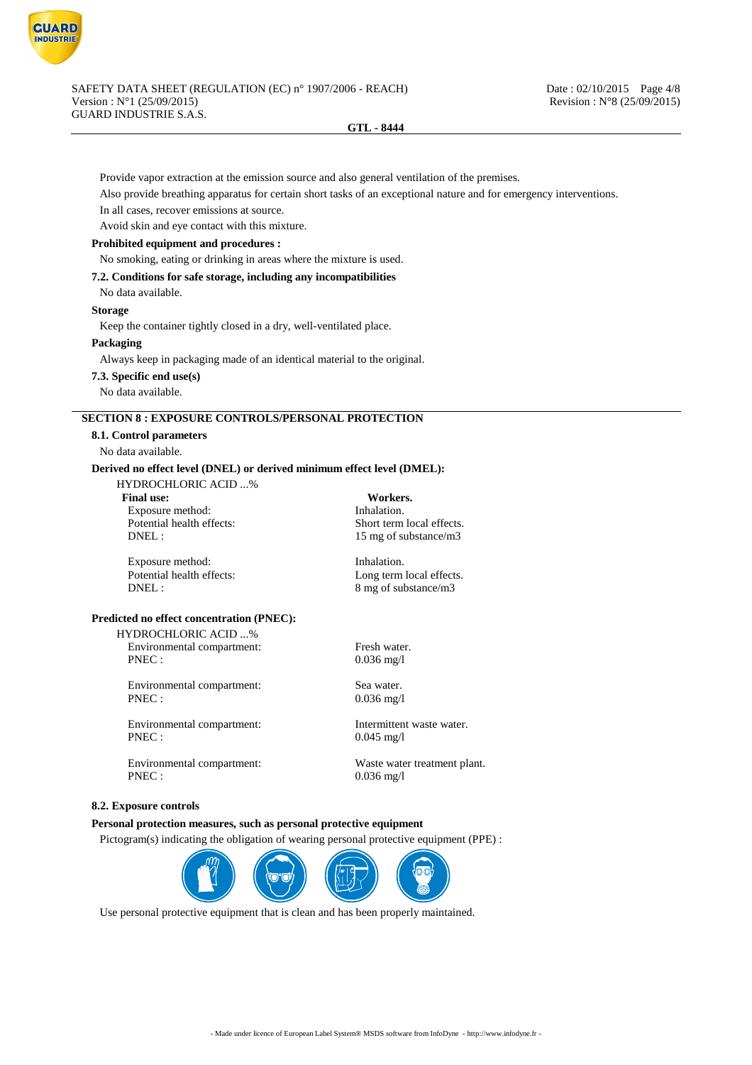Provide vapor extraction at the emission source and also general ventilation of the premises.

Also provide breathing apparatus for certain short tasks of an exceptional nature and for emergency interventions.

In all cases, recover emissions at source.

Avoid skin and eye contact with this mixture.

**Prohibited equipment and procedures :**

No smoking, eating or drinking in areas where the mixture is used.

**7.2. Conditions for safe storage, including any incompatibilities**

No data available.

**Storage**

Keep the container tightly closed in a dry, well-ventilated place.

**Packaging**

Always keep in packaging made of an identical material to the original.

**7.3. Specific end use(s)**

No data available.

## SECTION 8 : EXPOSURE CONTROLS/PERSONAL PROTECTION

**8.1. Control parameters**

No data available.

**Derived no effect level (DNEL) or derived minimum effect level (DMEL):**

HYDROCHLORIC ACID ...%

| **Final use:** | **Workers.** |
|---|---|
| Exposure method: | Inhalation. |
| Potential health effects: | Short term local effects. |
| DNEL : | 15 mg of substance/m3 |
| | |
| Exposure method: | Inhalation. |
| Potential health effects: | Long term local effects. |
| DNEL : | 8 mg of substance/m3 |

**Predicted no effect concentration (PNEC):**

HYDROCHLORIC ACID ...%

| | |
|---|---|
| Environmental compartment: | Fresh water. |
| PNEC : | 0.036 mg/l |
| | |
| Environmental compartment: | Sea water. |
| PNEC : | 0.036 mg/l |
| | |
| Environmental compartment: | Intermittent waste water. |
| PNEC : | 0.045 mg/l |
| | |
| Environmental compartment: | Waste water treatment plant. |
| PNEC : | 0.036 mg/l |

**8.2. Exposure controls**

**Personal protection measures, such as personal protective equipment**

Pictogram(s) indicating the obligation of wearing personal protective equipment (PPE) :

Use personal protective equipment that is clean and has been properly maintained.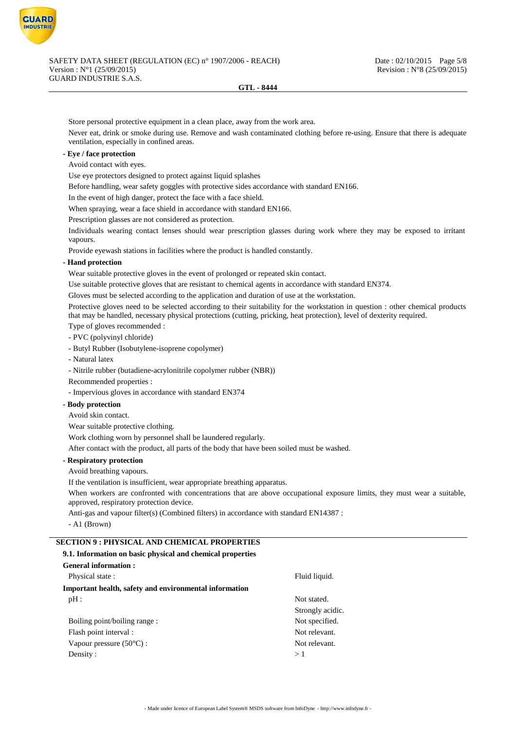Store personal protective equipment in a clean place, away from the work area.

Never eat, drink or smoke during use. Remove and wash contaminated clothing before re-using. Ensure that there is adequate ventilation, especially in confined areas.

**- Eye / face protection**

Avoid contact with eyes.

Use eye protectors designed to protect against liquid splashes

Before handling, wear safety goggles with protective sides accordance with standard EN166.

In the event of high danger, protect the face with a face shield.

When spraying, wear a face shield in accordance with standard EN166.

Prescription glasses are not considered as protection.

Individuals wearing contact lenses should wear prescription glasses during work where they may be exposed to irritant vapours.

Provide eyewash stations in facilities where the product is handled constantly.

**- Hand protection**

Wear suitable protective gloves in the event of prolonged or repeated skin contact.

Use suitable protective gloves that are resistant to chemical agents in accordance with standard EN374.

Gloves must be selected according to the application and duration of use at the workstation.

Protective gloves need to be selected according to their suitability for the workstation in question : other chemical products that may be handled, necessary physical protections (cutting, pricking, heat protection), level of dexterity required.

Type of gloves recommended :

- PVC (polyvinyl chloride)
- Butyl Rubber (Isobutylene-isoprene copolymer)
- Natural latex
- Nitrile rubber (butadiene-acrylonitrile copolymer rubber (NBR))

Recommended properties :

- Impervious gloves in accordance with standard EN374

**- Body protection**

Avoid skin contact.

Wear suitable protective clothing.

Work clothing worn by personnel shall be laundered regularly.

After contact with the product, all parts of the body that have been soiled must be washed.

**- Respiratory protection**

Avoid breathing vapours.

If the ventilation is insufficient, wear appropriate breathing apparatus.

When workers are confronted with concentrations that are above occupational exposure limits, they must wear a suitable, approved, respiratory protection device.

Anti-gas and vapour filter(s) (Combined filters) in accordance with standard EN14387 :

- A1 (Brown)

## SECTION 9 : PHYSICAL AND CHEMICAL PROPERTIES

### 9.1. Information on basic physical and chemical properties

**General information :**

| | |
|---|---|
| Physical state : | Fluid liquid. |

**Important health, safety and environmental information**

| | |
|---|---|
| pH : | Not stated. |
| | Strongly acidic. |
| Boiling point/boiling range : | Not specified. |
| Flash point interval : | Not relevant. |
| Vapour pressure (50°C) : | Not relevant. |
| Density : | > 1 |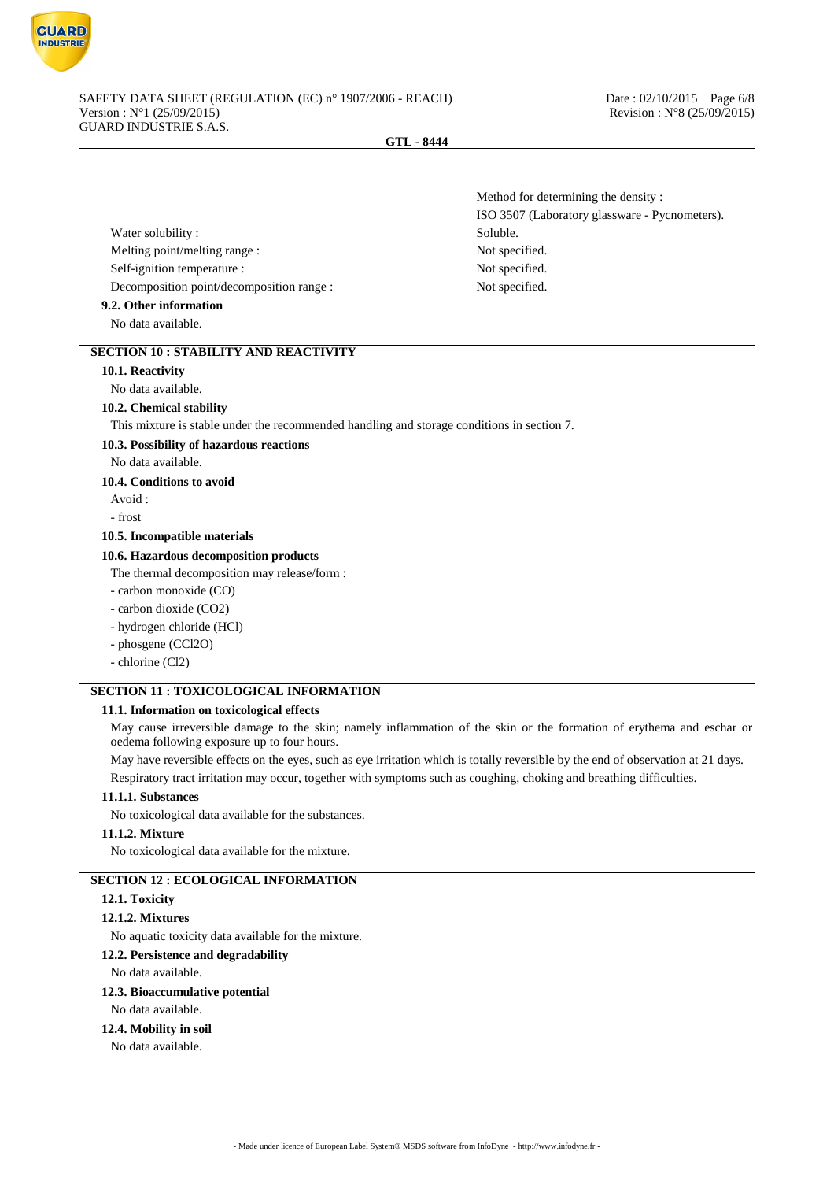Method for determining the density : ISO 3507 (Laboratory glassware - Pycnometers).

| | |
|---|---|
| Water solubility : | Soluble. |
| Melting point/melting range : | Not specified. |
| Self-ignition temperature : | Not specified. |
| Decomposition point/decomposition range : | Not specified. |

### 9.2. Other information

No data available.

## SECTION 10 : STABILITY AND REACTIVITY

### 10.1. Reactivity

No data available.

### 10.2. Chemical stability

This mixture is stable under the recommended handling and storage conditions in section 7.

### 10.3. Possibility of hazardous reactions

No data available.

### 10.4. Conditions to avoid

Avoid :

- frost

### 10.5. Incompatible materials

### 10.6. Hazardous decomposition products

The thermal decomposition may release/form :

- carbon monoxide (CO)
- carbon dioxide ($CO_2$)
- hydrogen chloride (HCl)
- phosgene ($CCl_2O$)
- chlorine ($Cl_2$)

## SECTION 11 : TOXICOLOGICAL INFORMATION

### 11.1. Information on toxicological effects

May cause irreversible damage to the skin; namely inflammation of the skin or the formation of erythema and eschar or oedema following exposure up to four hours.

May have reversible effects on the eyes, such as eye irritation which is totally reversible by the end of observation at 21 days.

Respiratory tract irritation may occur, together with symptoms such as coughing, choking and breathing difficulties.

#### 11.1.1. Substances

No toxicological data available for the substances.

#### 11.1.2. Mixture

No toxicological data available for the mixture.

## SECTION 12 : ECOLOGICAL INFORMATION

### 12.1. Toxicity

#### 12.1.2. Mixtures

No aquatic toxicity data available for the mixture.

### 12.2. Persistence and degradability

No data available.

### 12.3. Bioaccumulative potential

No data available.

### 12.4. Mobility in soil

No data available.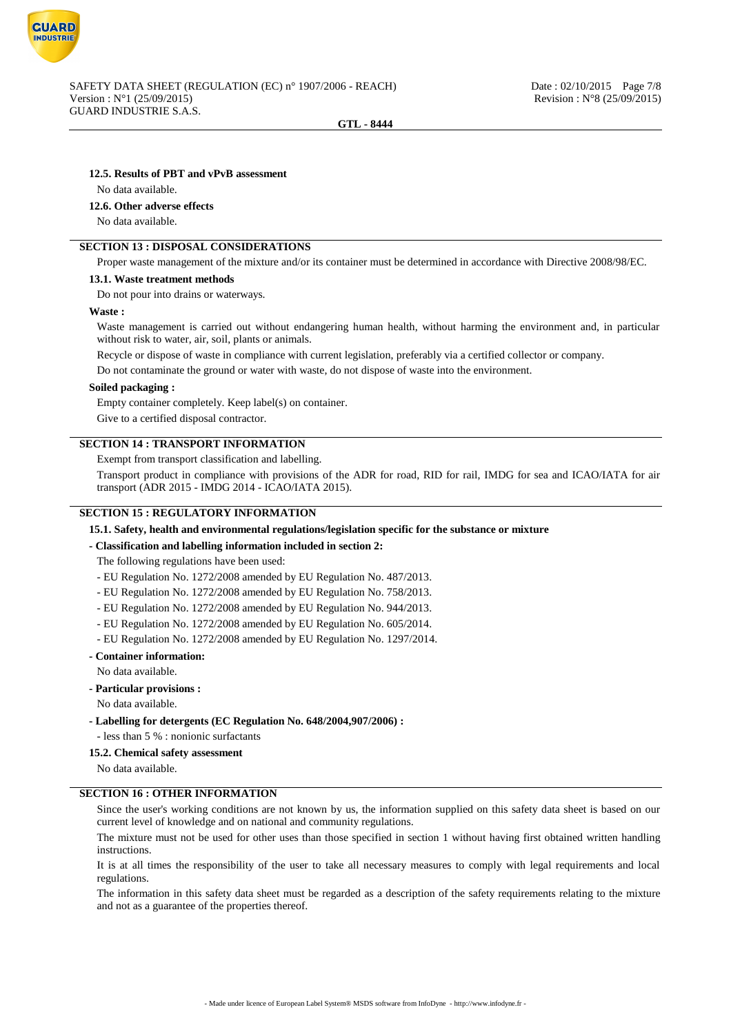### 12.5. Results of PBT and vPvB assessment

No data available.

### 12.6. Other adverse effects

No data available.

## SECTION 13 : DISPOSAL CONSIDERATIONS

Proper waste management of the mixture and/or its container must be determined in accordance with Directive 2008/98/EC.

### 13.1. Waste treatment methods

Do not pour into drains or waterways.

**Waste :**

Waste management is carried out without endangering human health, without harming the environment and, in particular without risk to water, air, soil, plants or animals.

Recycle or dispose of waste in compliance with current legislation, preferably via a certified collector or company.

Do not contaminate the ground or water with waste, do not dispose of waste into the environment.

**Soiled packaging :**

Empty container completely. Keep label(s) on container.

Give to a certified disposal contractor.

## SECTION 14 : TRANSPORT INFORMATION

Exempt from transport classification and labelling.

Transport product in compliance with provisions of the ADR for road, RID for rail, IMDG for sea and ICAO/IATA for air transport (ADR 2015 - IMDG 2014 - ICAO/IATA 2015).

## SECTION 15 : REGULATORY INFORMATION

### 15.1. Safety, health and environmental regulations/legislation specific for the substance or mixture

**- Classification and labelling information included in section 2:**

The following regulations have been used:

- EU Regulation No. 1272/2008 amended by EU Regulation No. 487/2013.
- EU Regulation No. 1272/2008 amended by EU Regulation No. 758/2013.
- EU Regulation No. 1272/2008 amended by EU Regulation No. 944/2013.
- EU Regulation No. 1272/2008 amended by EU Regulation No. 605/2014.
- EU Regulation No. 1272/2008 amended by EU Regulation No. 1297/2014.

**- Container information:**

No data available.

**- Particular provisions :**

No data available.

**- Labelling for detergents (EC Regulation No. 648/2004,907/2006) :**

- less than 5 % : nonionic surfactants

### 15.2. Chemical safety assessment

No data available.

## SECTION 16 : OTHER INFORMATION

Since the user's working conditions are not known by us, the information supplied on this safety data sheet is based on our current level of knowledge and on national and community regulations.

The mixture must not be used for other uses than those specified in section 1 without having first obtained written handling instructions.

It is at all times the responsibility of the user to take all necessary measures to comply with legal requirements and local regulations.

The information in this safety data sheet must be regarded as a description of the safety requirements relating to the mixture and not as a guarantee of the properties thereof.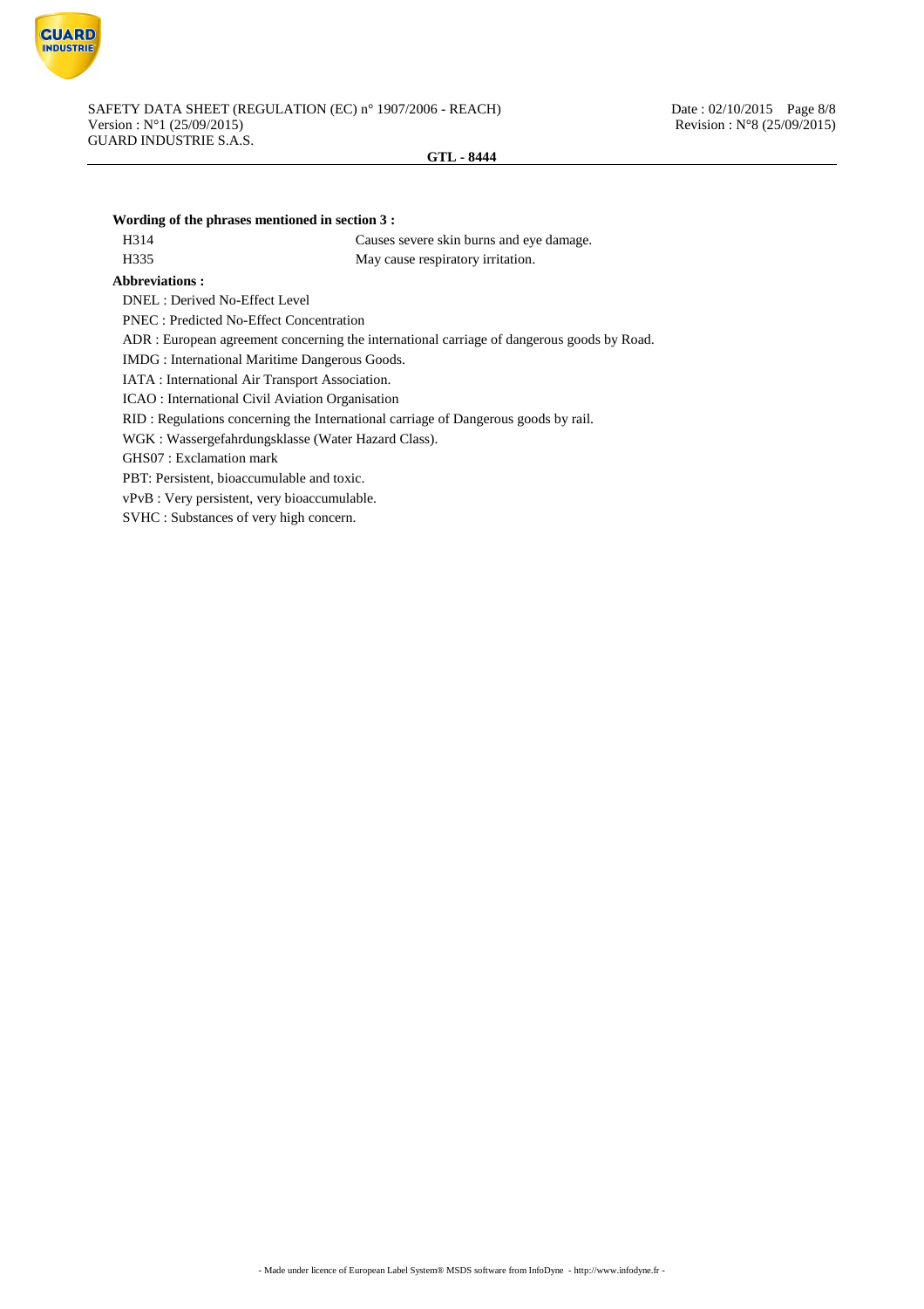**Wording of the phrases mentioned in section 3 :**

| | |
|---|---|
| H314 | Causes severe skin burns and eye damage. |
| H335 | May cause respiratory irritation. |

**Abbreviations :**

DNEL : Derived No-Effect Level

PNEC : Predicted No-Effect Concentration

ADR : European agreement concerning the international carriage of dangerous goods by Road.

IMDG : International Maritime Dangerous Goods.

IATA : International Air Transport Association.

ICAO : International Civil Aviation Organisation

RID : Regulations concerning the International carriage of Dangerous goods by rail.

WGK : Wassergefahrdungsklasse (Water Hazard Class).

GHS07 : Exclamation mark

PBT: Persistent, bioaccumulable and toxic.

vPvB : Very persistent, very bioaccumulable.

SVHC : Substances of very high concern.